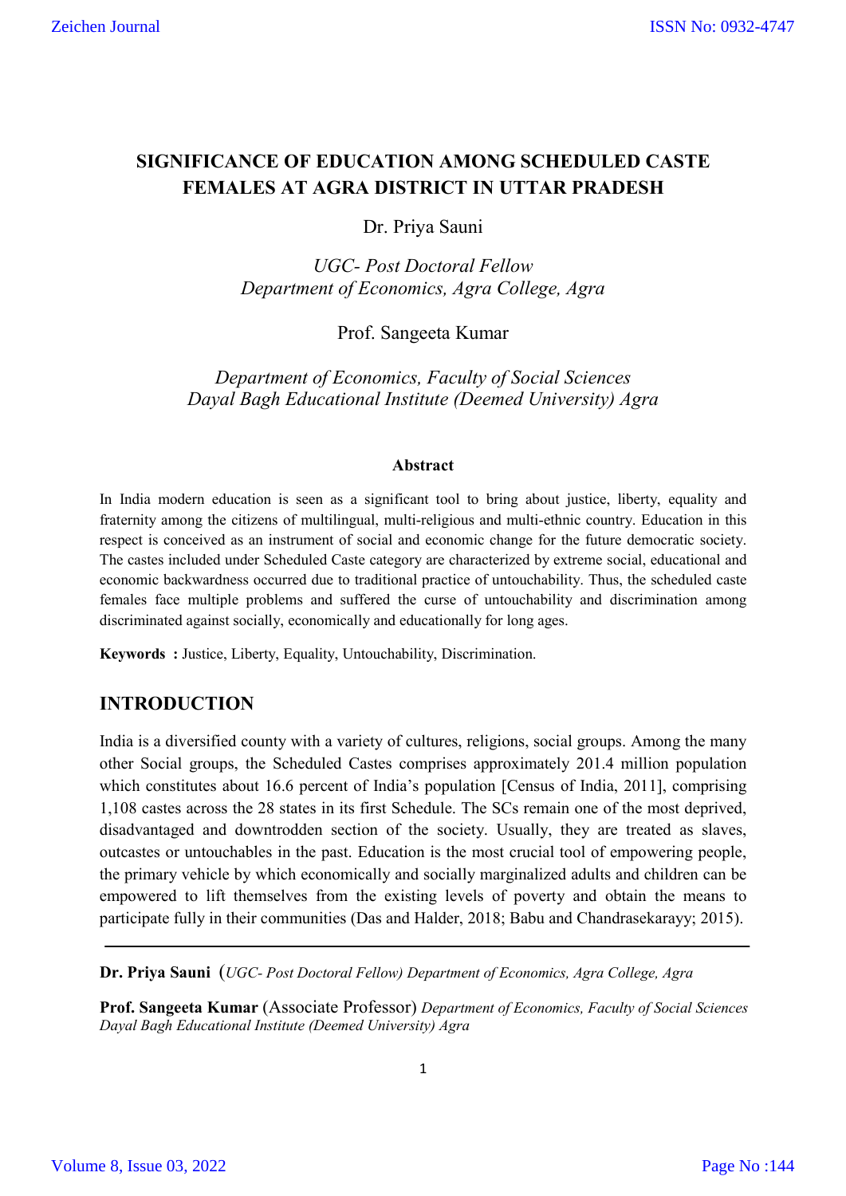# SIGNIFICANCE OF EDUCATION AMONG SCHEDULED CASTE FEMALES AT AGRA DISTRICT IN UTTAR PRADESH

Dr. Priya Sauni

*UGC- Post Doctoral Fellow*
*Department of Economics, Agra College, Agra*

Prof. Sangeeta Kumar

*Department of Economics, Faculty of Social Sciences*
*Dayal Bagh Educational Institute (Deemed University) Agra*

**Abstract**

In India modern education is seen as a significant tool to bring about justice, liberty, equality and fraternity among the citizens of multilingual, multi-religious and multi-ethnic country. Education in this respect is conceived as an instrument of social and economic change for the future democratic society. The castes included under Scheduled Caste category are characterized by extreme social, educational and economic backwardness occurred due to traditional practice of untouchability. Thus, the scheduled caste females face multiple problems and suffered the curse of untouchability and discrimination among discriminated against socially, economically and educationally for long ages.

**Keywords :** Justice, Liberty, Equality, Untouchability, Discrimination.

## INTRODUCTION

India is a diversified county with a variety of cultures, religions, social groups. Among the many other Social groups, the Scheduled Castes comprises approximately 201.4 million population which constitutes about 16.6 percent of India's population [Census of India, 2011], comprising 1,108 castes across the 28 states in its first Schedule. The SCs remain one of the most deprived, disadvantaged and downtrodden section of the society. Usually, they are treated as slaves, outcastes or untouchables in the past. Education is the most crucial tool of empowering people, the primary vehicle by which economically and socially marginalized adults and children can be empowered to lift themselves from the existing levels of poverty and obtain the means to participate fully in their communities (Das and Halder, 2018; Babu and Chandrasekarayy; 2015).

---

**Dr. Priya Sauni** (*UGC- Post Doctoral Fellow) Department of Economics, Agra College, Agra*

**Prof. Sangeeta Kumar** (Associate Professor) *Department of Economics, Faculty of Social Sciences Dayal Bagh Educational Institute (Deemed University) Agra*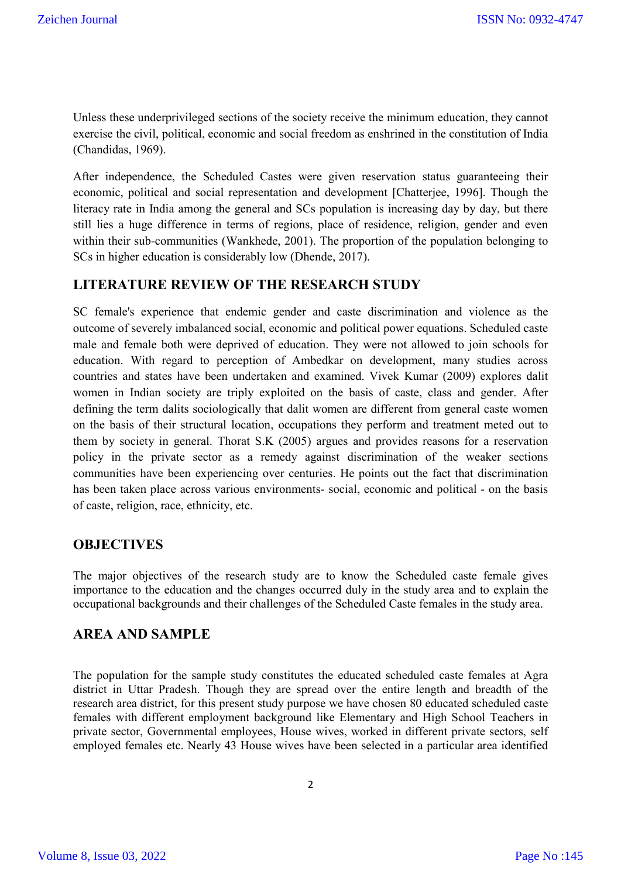Unless these underprivileged sections of the society receive the minimum education, they cannot exercise the civil, political, economic and social freedom as enshrined in the constitution of India (Chandidas, 1969).

After independence, the Scheduled Castes were given reservation status guaranteeing their economic, political and social representation and development [Chatterjee, 1996]. Though the literacy rate in India among the general and SCs population is increasing day by day, but there still lies a huge difference in terms of regions, place of residence, religion, gender and even within their sub-communities (Wankhede, 2001). The proportion of the population belonging to SCs in higher education is considerably low (Dhende, 2017).

## LITERATURE REVIEW OF THE RESEARCH STUDY

SC female's experience that endemic gender and caste discrimination and violence as the outcome of severely imbalanced social, economic and political power equations. Scheduled caste male and female both were deprived of education. They were not allowed to join schools for education. With regard to perception of Ambedkar on development, many studies across countries and states have been undertaken and examined. Vivek Kumar (2009) explores dalit women in Indian society are triply exploited on the basis of caste, class and gender. After defining the term dalits sociologically that dalit women are different from general caste women on the basis of their structural location, occupations they perform and treatment meted out to them by society in general. Thorat S.K (2005) argues and provides reasons for a reservation policy in the private sector as a remedy against discrimination of the weaker sections communities have been experiencing over centuries. He points out the fact that discrimination has been taken place across various environments- social, economic and political - on the basis of caste, religion, race, ethnicity, etc.

## OBJECTIVES

The major objectives of the research study are to know the Scheduled caste female gives importance to the education and the changes occurred duly in the study area and to explain the occupational backgrounds and their challenges of the Scheduled Caste females in the study area.

## AREA AND SAMPLE

The population for the sample study constitutes the educated scheduled caste females at Agra district in Uttar Pradesh. Though they are spread over the entire length and breadth of the research area district, for this present study purpose we have chosen 80 educated scheduled caste females with different employment background like Elementary and High School Teachers in private sector, Governmental employees, House wives, worked in different private sectors, self employed females etc. Nearly 43 House wives have been selected in a particular area identified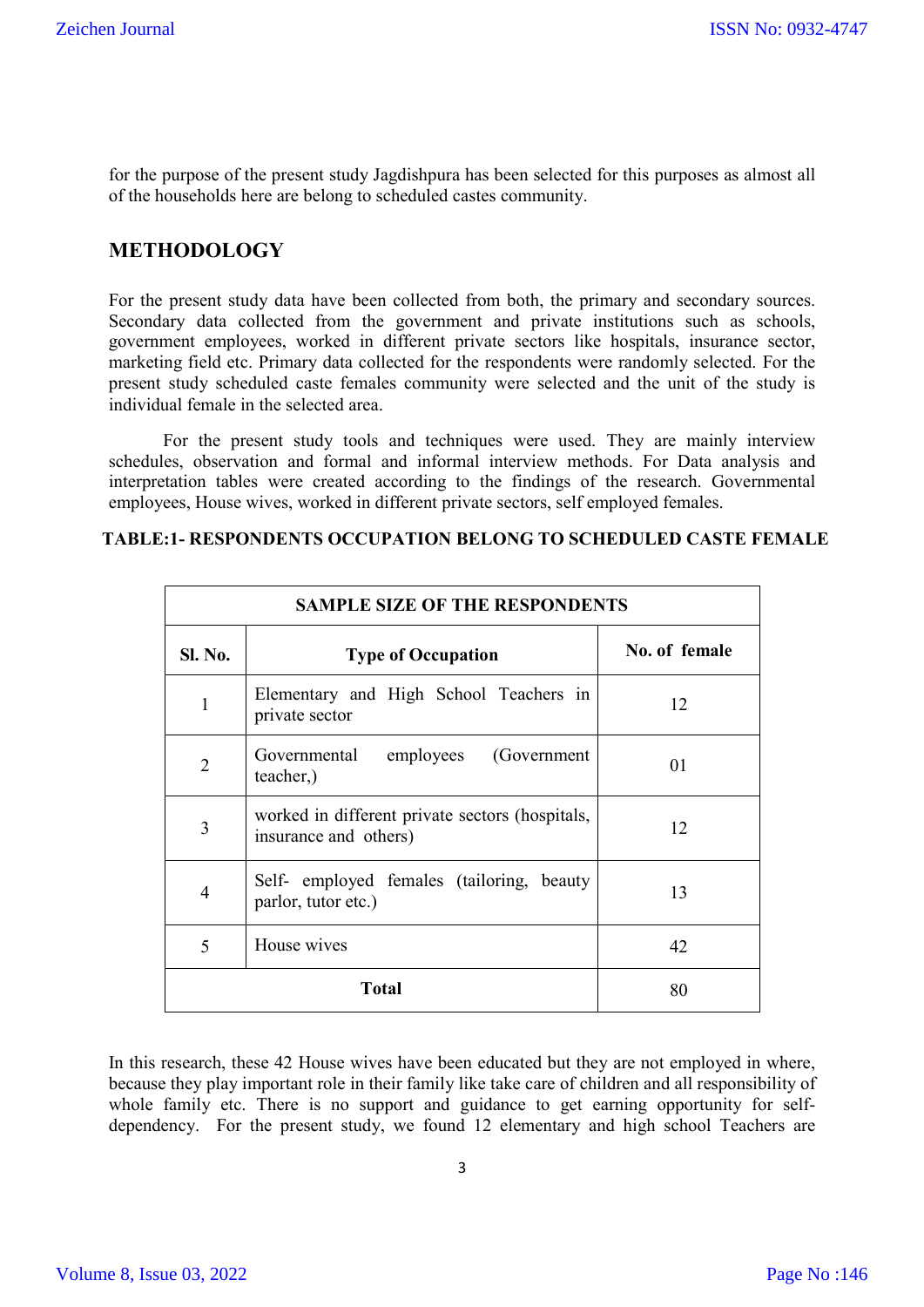for the purpose of the present study Jagdishpura has been selected for this purposes as almost all of the households here are belong to scheduled castes community.

## METHODOLOGY

For the present study data have been collected from both, the primary and secondary sources. Secondary data collected from the government and private institutions such as schools, government employees, worked in different private sectors like hospitals, insurance sector, marketing field etc. Primary data collected for the respondents were randomly selected. For the present study scheduled caste females community were selected and the unit of the study is individual female in the selected area.

For the present study tools and techniques were used. They are mainly interview schedules, observation and formal and informal interview methods. For Data analysis and interpretation tables were created according to the findings of the research. Governmental employees, House wives, worked in different private sectors, self employed females.

**TABLE:1- RESPONDENTS OCCUPATION BELONG TO SCHEDULED CASTE FEMALE**

| SAMPLE SIZE OF THE RESPONDENTS | | |
|---|---|---|
| **Sl. No.** | **Type of Occupation** | **No. of female** |
| 1 | Elementary and High School Teachers in private sector | 12 |
| 2 | Governmental employees (Government teacher,) | 01 |
| 3 | worked in different private sectors (hospitals, insurance and others) | 12 |
| 4 | Self- employed females (tailoring, beauty parlor, tutor etc.) | 13 |
| 5 | House wives | 42 |
| **Total** | | 80 |

In this research, these 42 House wives have been educated but they are not employed in where, because they play important role in their family like take care of children and all responsibility of whole family etc. There is no support and guidance to get earning opportunity for self-dependency. For the present study, we found 12 elementary and high school Teachers are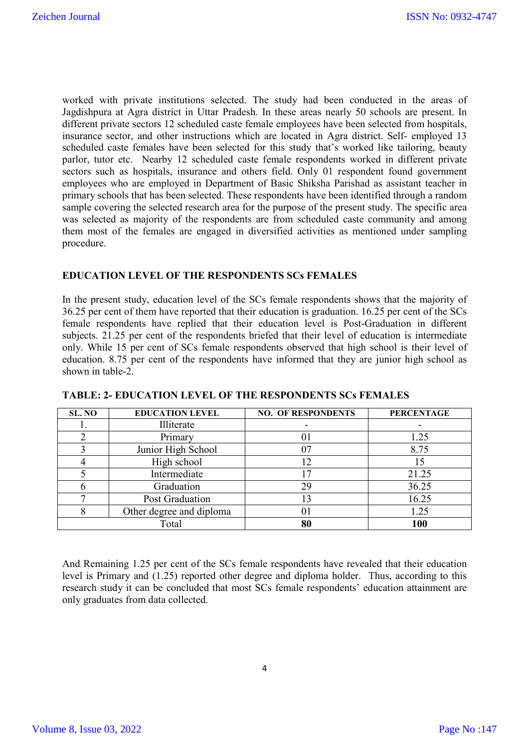worked with private institutions selected. The study had been conducted in the areas of Jagdishpura at Agra district in Uttar Pradesh. In these areas nearly 50 schools are present. In different private sectors 12 scheduled caste female employees have been selected from hospitals, insurance sector, and other instructions which are located in Agra district. Self- employed 13 scheduled caste females have been selected for this study that's worked like tailoring, beauty parlor, tutor etc. Nearby 12 scheduled caste female respondents worked in different private sectors such as hospitals, insurance and others field. Only 01 respondent found government employees who are employed in Department of Basic Shiksha Parishad as assistant teacher in primary schools that has been selected. These respondents have been identified through a random sample covering the selected research area for the purpose of the present study. The specific area was selected as majority of the respondents are from scheduled caste community and among them most of the females are engaged in diversified activities as mentioned under sampling procedure.

## EDUCATION LEVEL OF THE RESPONDENTS SCs FEMALES

In the present study, education level of the SCs female respondents shows that the majority of 36.25 per cent of them have reported that their education is graduation. 16.25 per cent of the SCs female respondents have replied that their education level is Post-Graduation in different subjects. 21.25 per cent of the respondents briefed that their level of education is intermediate only. While 15 per cent of SCs female respondents observed that high school is their level of education. 8.75 per cent of the respondents have informed that they are junior high school as shown in table-2.

**TABLE: 2- EDUCATION LEVEL OF THE RESPONDENTS SCs FEMALES**

| SL. NO | EDUCATION LEVEL | NO. OF RESPONDENTS | PERCENTAGE |
|---|---|---|---|
| 1. | Illiterate | - | - |
| 2 | Primary | 01 | 1.25 |
| 3 | Junior High School | 07 | 8.75 |
| 4 | High school | 12 | 15 |
| 5 | Intermediate | 17 | 21.25 |
| 6 | Graduation | 29 | 36.25 |
| 7 | Post Graduation | 13 | 16.25 |
| 8 | Other degree and diploma | 01 | 1.25 |
| Total | | **80** | **100** |

And Remaining 1.25 per cent of the SCs female respondents have revealed that their education level is Primary and (1.25) reported other degree and diploma holder. Thus, according to this research study it can be concluded that most SCs female respondents' education attainment are only graduates from data collected.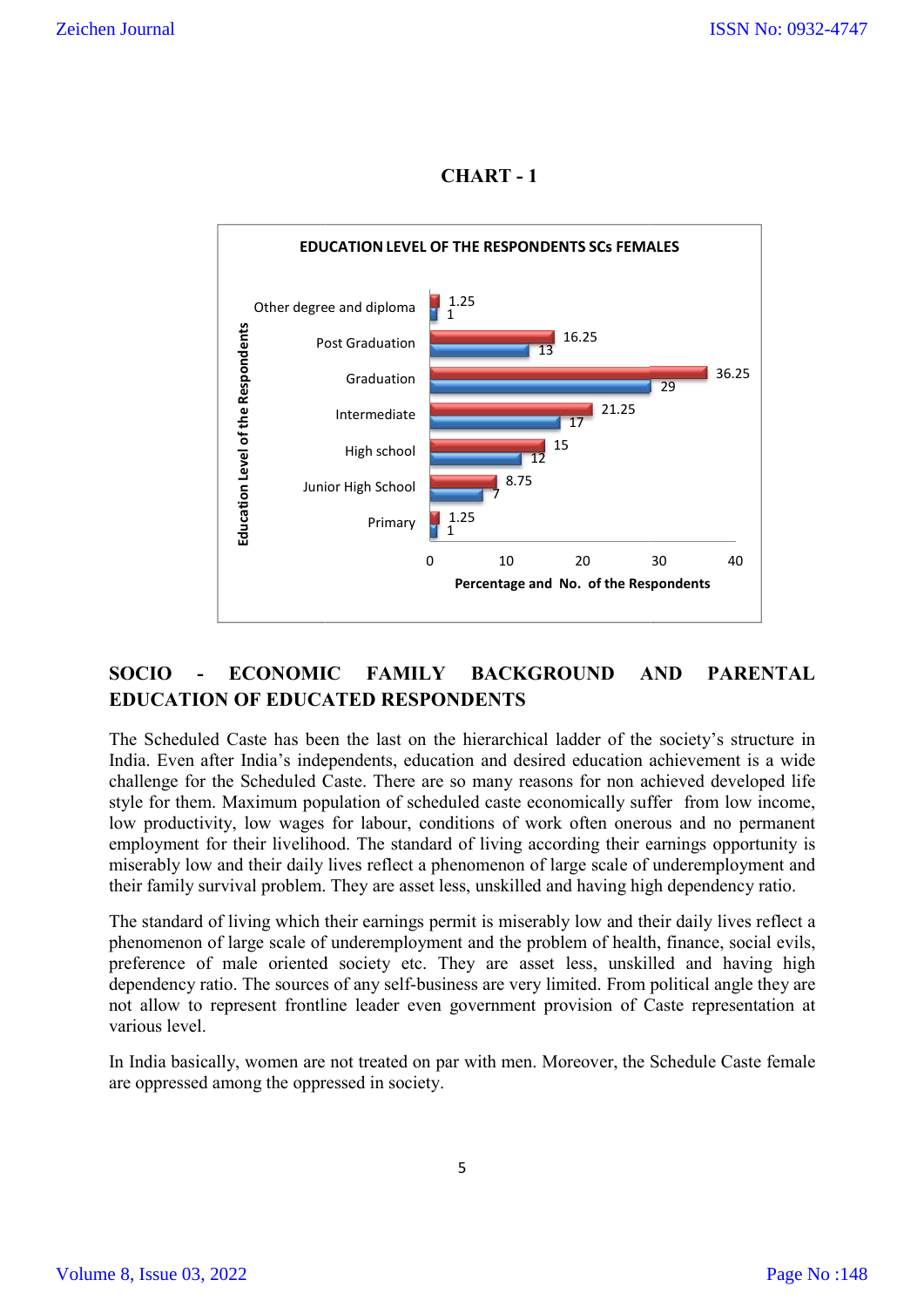**CHART - 1**

**EDUCATION LEVEL OF THE RESPONDENTS SCs FEMALES**

| Education Level of the Respondents | Percentage | No. of the Respondents |
|---|---|---|
| Other degree and diploma | 1.25 | 1 |
| Post Graduation | 16.25 | 13 |
| Graduation | 36.25 | 29 |
| Intermediate | 21.25 | 17 |
| High school | 15 | 12 |
| Junior High School | 8.75 | 7 |
| Primary | 1.25 | 1 |

## SOCIO - ECONOMIC FAMILY BACKGROUND AND PARENTAL EDUCATION OF EDUCATED RESPONDENTS

The Scheduled Caste has been the last on the hierarchical ladder of the society's structure in India. Even after India's independents, education and desired education achievement is a wide challenge for the Scheduled Caste. There are so many reasons for non achieved developed life style for them. Maximum population of scheduled caste economically suffer from low income, low productivity, low wages for labour, conditions of work often onerous and no permanent employment for their livelihood. The standard of living according their earnings opportunity is miserably low and their daily lives reflect a phenomenon of large scale of underemployment and their family survival problem. They are asset less, unskilled and having high dependency ratio.

The standard of living which their earnings permit is miserably low and their daily lives reflect a phenomenon of large scale of underemployment and the problem of health, finance, social evils, preference of male oriented society etc. They are asset less, unskilled and having high dependency ratio. The sources of any self-business are very limited. From political angle they are not allow to represent frontline leader even government provision of Caste representation at various level.

In India basically, women are not treated on par with men. Moreover, the Schedule Caste female are oppressed among the oppressed in society.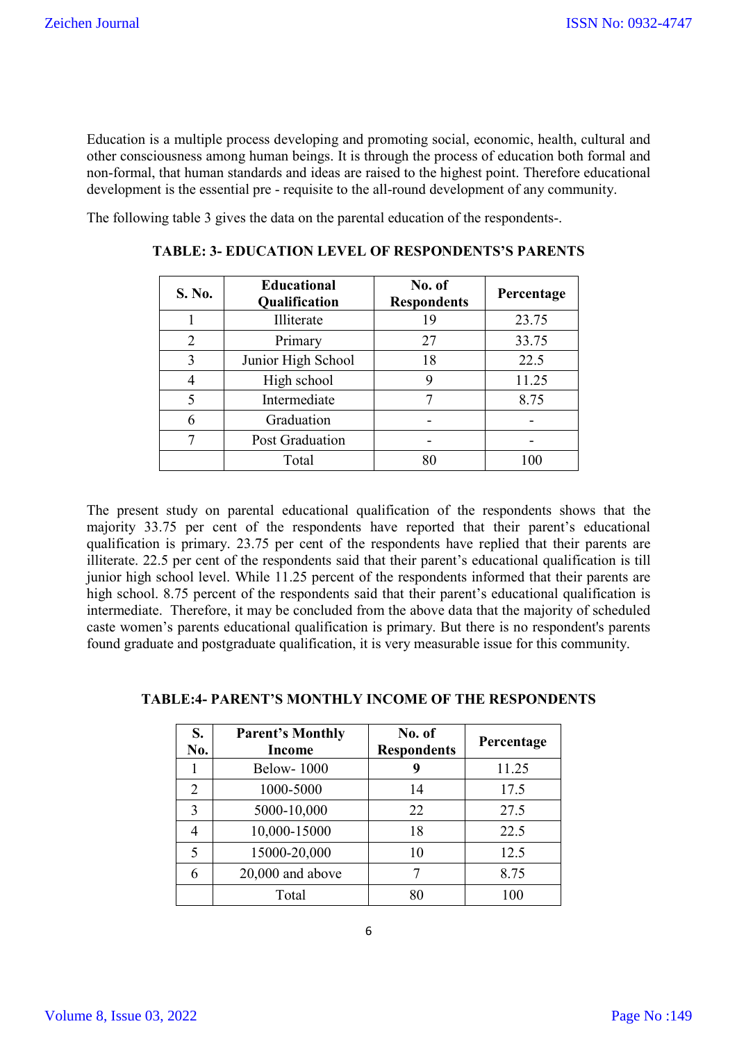Education is a multiple process developing and promoting social, economic, health, cultural and other consciousness among human beings. It is through the process of education both formal and non-formal, that human standards and ideas are raised to the highest point. Therefore educational development is the essential pre - requisite to the all-round development of any community.

The following table 3 gives the data on the parental education of the respondents-.

**TABLE: 3- EDUCATION LEVEL OF RESPONDENTS'S PARENTS**

| S. No. | Educational Qualification | No. of Respondents | Percentage |
|---|---|---|---|
| 1 | Illiterate | 19 | 23.75 |
| 2 | Primary | 27 | 33.75 |
| 3 | Junior High School | 18 | 22.5 |
| 4 | High school | 9 | 11.25 |
| 5 | Intermediate | 7 | 8.75 |
| 6 | Graduation | - | - |
| 7 | Post Graduation | - | - |
| | Total | 80 | 100 |

The present study on parental educational qualification of the respondents shows that the majority 33.75 per cent of the respondents have reported that their parent's educational qualification is primary. 23.75 per cent of the respondents have replied that their parents are illiterate. 22.5 per cent of the respondents said that their parent's educational qualification is till junior high school level. While 11.25 percent of the respondents informed that their parents are high school. 8.75 percent of the respondents said that their parent's educational qualification is intermediate. Therefore, it may be concluded from the above data that the majority of scheduled caste women's parents educational qualification is primary. But there is no respondent's parents found graduate and postgraduate qualification, it is very measurable issue for this community.

**TABLE:4- PARENT'S MONTHLY INCOME OF THE RESPONDENTS**

| S. No. | Parent's Monthly Income | No. of Respondents | Percentage |
|---|---|---|---|
| 1 | Below- 1000 | **9** | 11.25 |
| 2 | 1000-5000 | 14 | 17.5 |
| 3 | 5000-10,000 | 22 | 27.5 |
| 4 | 10,000-15000 | 18 | 22.5 |
| 5 | 15000-20,000 | 10 | 12.5 |
| 6 | 20,000 and above | 7 | 8.75 |
| | Total | 80 | 100 |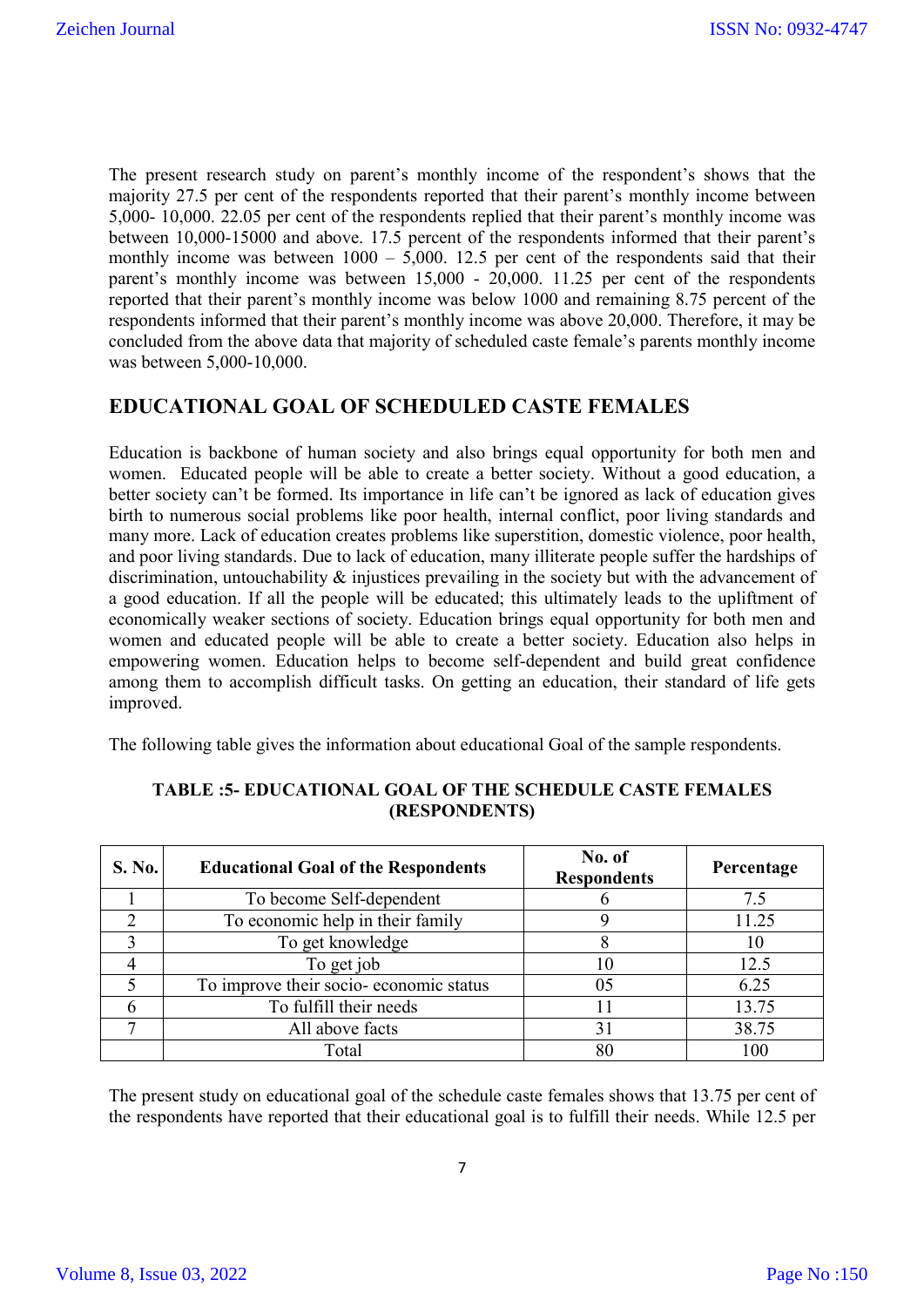The present research study on parent's monthly income of the respondent's shows that the majority 27.5 per cent of the respondents reported that their parent's monthly income between 5,000- 10,000. 22.05 per cent of the respondents replied that their parent's monthly income was between 10,000-15000 and above. 17.5 percent of the respondents informed that their parent's monthly income was between 1000 – 5,000. 12.5 per cent of the respondents said that their parent's monthly income was between 15,000 - 20,000. 11.25 per cent of the respondents reported that their parent's monthly income was below 1000 and remaining 8.75 percent of the respondents informed that their parent's monthly income was above 20,000. Therefore, it may be concluded from the above data that majority of scheduled caste female's parents monthly income was between 5,000-10,000.

## EDUCATIONAL GOAL OF SCHEDULED CASTE FEMALES

Education is backbone of human society and also brings equal opportunity for both men and women. Educated people will be able to create a better society. Without a good education, a better society can't be formed. Its importance in life can't be ignored as lack of education gives birth to numerous social problems like poor health, internal conflict, poor living standards and many more. Lack of education creates problems like superstition, domestic violence, poor health, and poor living standards. Due to lack of education, many illiterate people suffer the hardships of discrimination, untouchability & injustices prevailing in the society but with the advancement of a good education. If all the people will be educated; this ultimately leads to the upliftment of economically weaker sections of society. Education brings equal opportunity for both men and women and educated people will be able to create a better society. Education also helps in empowering women. Education helps to become self-dependent and build great confidence among them to accomplish difficult tasks. On getting an education, their standard of life gets improved.

The following table gives the information about educational Goal of the sample respondents.

**TABLE :5- EDUCATIONAL GOAL OF THE SCHEDULE CASTE FEMALES (RESPONDENTS)**

| S. No. | Educational Goal of the Respondents | No. of Respondents | Percentage |
|---|---|---|---|
| 1 | To become Self-dependent | 6 | 7.5 |
| 2 | To economic help in their family | 9 | 11.25 |
| 3 | To get knowledge | 8 | 10 |
| 4 | To get job | 10 | 12.5 |
| 5 | To improve their socio- economic status | 05 | 6.25 |
| 6 | To fulfill their needs | 11 | 13.75 |
| 7 | All above facts | 31 | 38.75 |
| | Total | 80 | 100 |

The present study on educational goal of the schedule caste females shows that 13.75 per cent of the respondents have reported that their educational goal is to fulfill their needs. While 12.5 per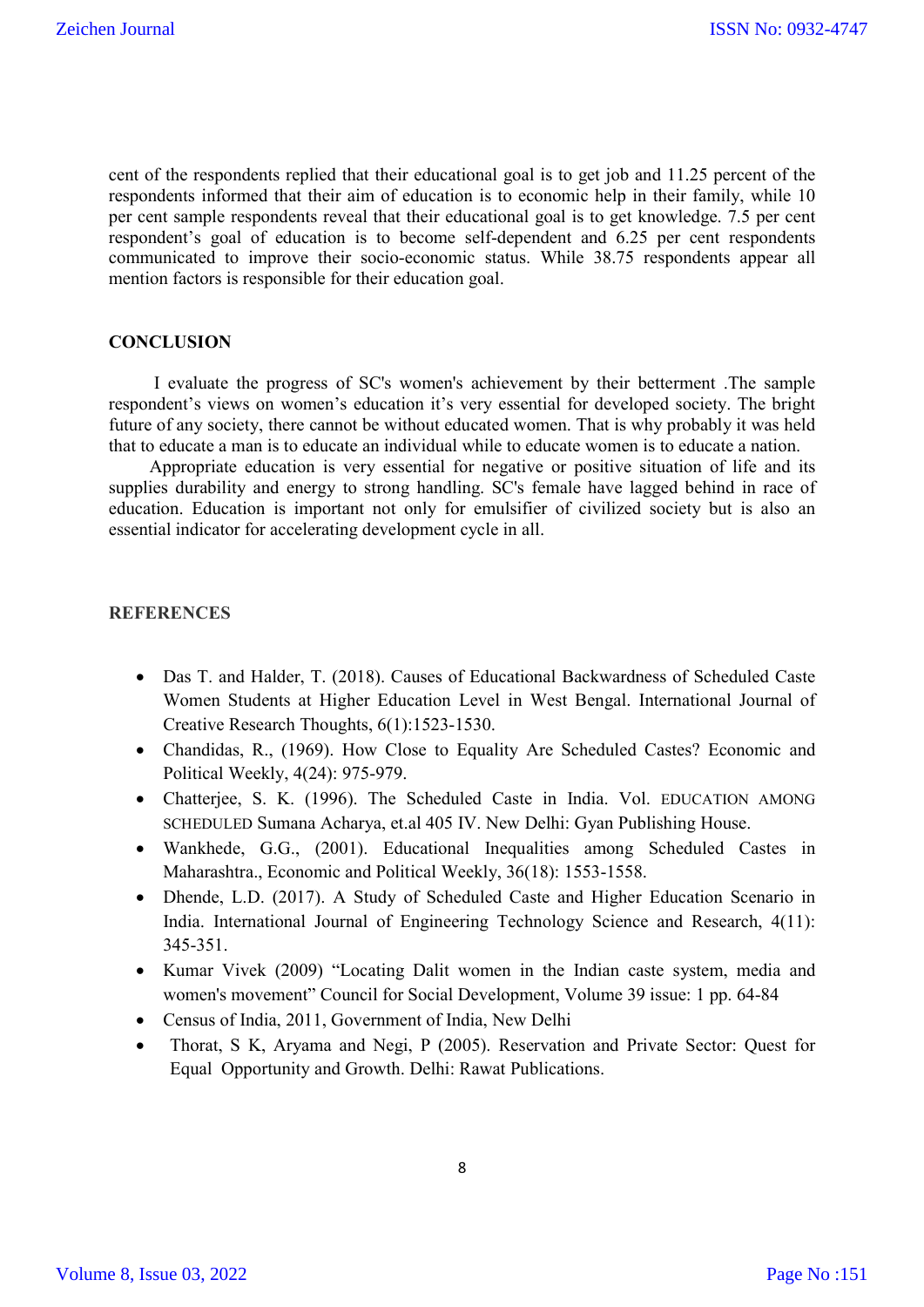cent of the respondents replied that their educational goal is to get job and 11.25 percent of the respondents informed that their aim of education is to economic help in their family, while 10 per cent sample respondents reveal that their educational goal is to get knowledge. 7.5 per cent respondent's goal of education is to become self-dependent and 6.25 per cent respondents communicated to improve their socio-economic status. While 38.75 respondents appear all mention factors is responsible for their education goal.

## CONCLUSION

I evaluate the progress of SC's women's achievement by their betterment .The sample respondent's views on women's education it's very essential for developed society. The bright future of any society, there cannot be without educated women. That is why probably it was held that to educate a man is to educate an individual while to educate women is to educate a nation.

Appropriate education is very essential for negative or positive situation of life and its supplies durability and energy to strong handling. SC's female have lagged behind in race of education. Education is important not only for emulsifier of civilized society but is also an essential indicator for accelerating development cycle in all.

## REFERENCES

- Das T. and Halder, T. (2018). Causes of Educational Backwardness of Scheduled Caste Women Students at Higher Education Level in West Bengal. International Journal of Creative Research Thoughts, 6(1):1523-1530.
- Chandidas, R., (1969). How Close to Equality Are Scheduled Castes? Economic and Political Weekly, 4(24): 975-979.
- Chatterjee, S. K. (1996). The Scheduled Caste in India. Vol. EDUCATION AMONG SCHEDULED Sumana Acharya, et.al 405 IV. New Delhi: Gyan Publishing House.
- Wankhede, G.G., (2001). Educational Inequalities among Scheduled Castes in Maharashtra., Economic and Political Weekly, 36(18): 1553-1558.
- Dhende, L.D. (2017). A Study of Scheduled Caste and Higher Education Scenario in India. International Journal of Engineering Technology Science and Research, 4(11): 345-351.
- Kumar Vivek (2009) "Locating Dalit women in the Indian caste system, media and women's movement" Council for Social Development, Volume 39 issue: 1 pp. 64-84
- Census of India, 2011, Government of India, New Delhi
- Thorat, S K, Aryama and Negi, P (2005). Reservation and Private Sector: Quest for Equal Opportunity and Growth. Delhi: Rawat Publications.